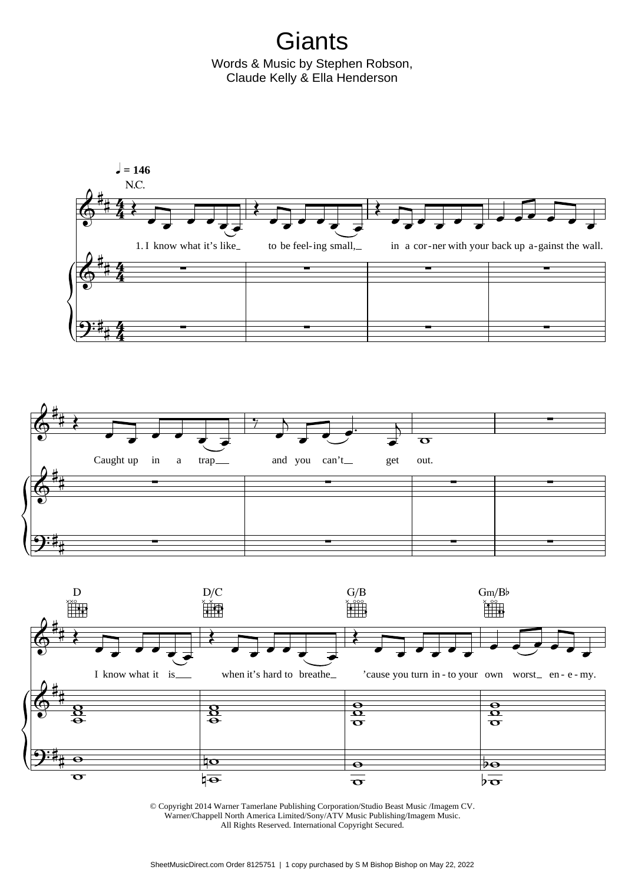# Giants

Words & Music by Stephen Robson, Claude Kelly & Ella Henderson

© Copyright 2014 Warner Tamerlane Publishing Corporation/Studio Beast Music /Imagem CV.
Warner/Chappell North America Limited/Sony/ATV Music Publishing/Imagem Music.
All Rights Reserved. International Copyright Secured.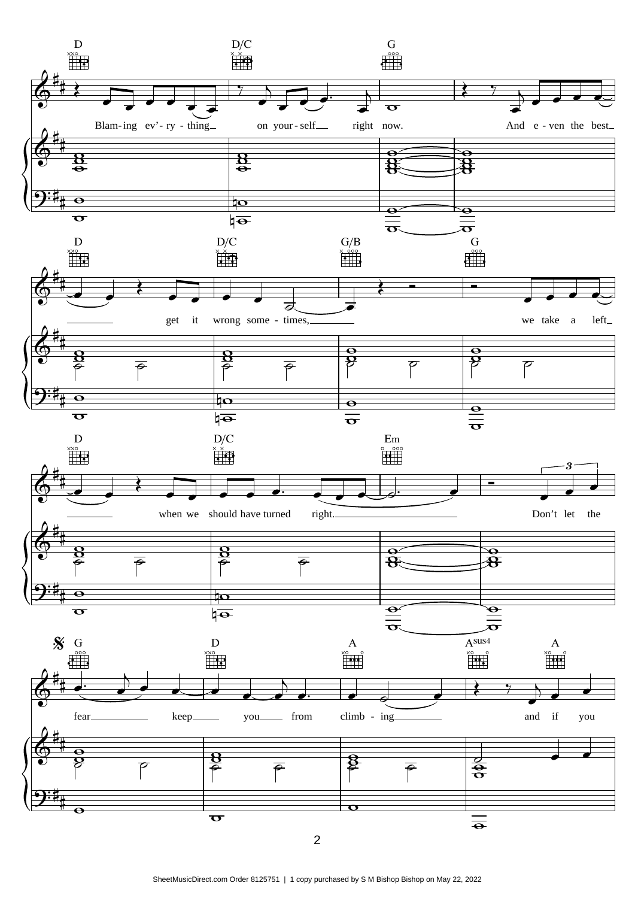D D/C G

Blam-ing ev'-ry-thing on your-self right now. And e-ven the best

D D/C G/B G

get it wrong some-times, we take a left

D D/C Em

when we should have turned right. Don't let the

𝄋 G D A Asus4 A

fear keep you from climb-ing and if you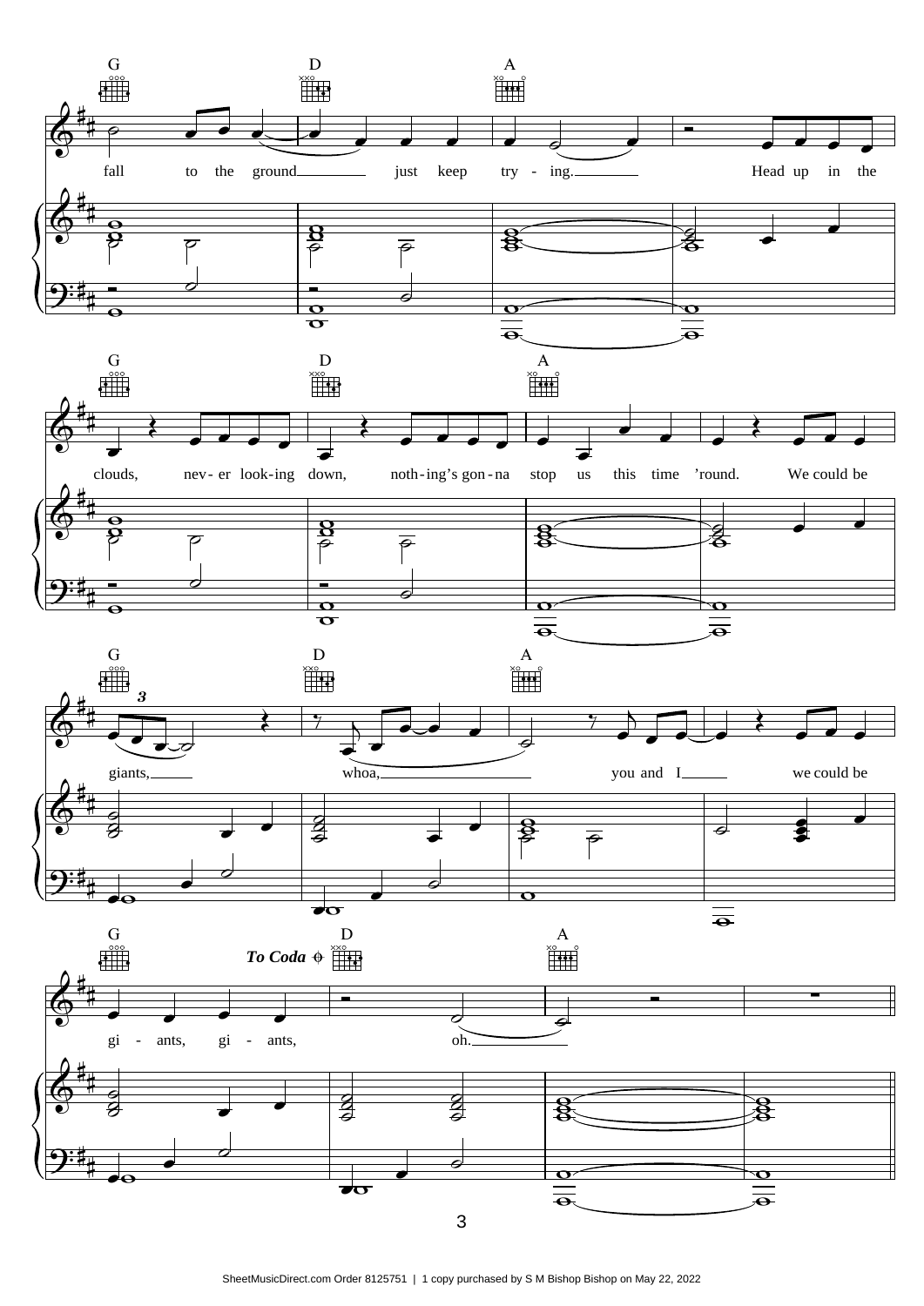G D A

fall to the ground just keep try - ing. Head up in the

G D A

clouds, nev- er look-ing down, noth-ing's gon-na stop us this time 'round. We could be

G D A

giants, whoa, you and I we could be

G *To Coda* 𝄌 D A

gi - ants, gi - ants, oh.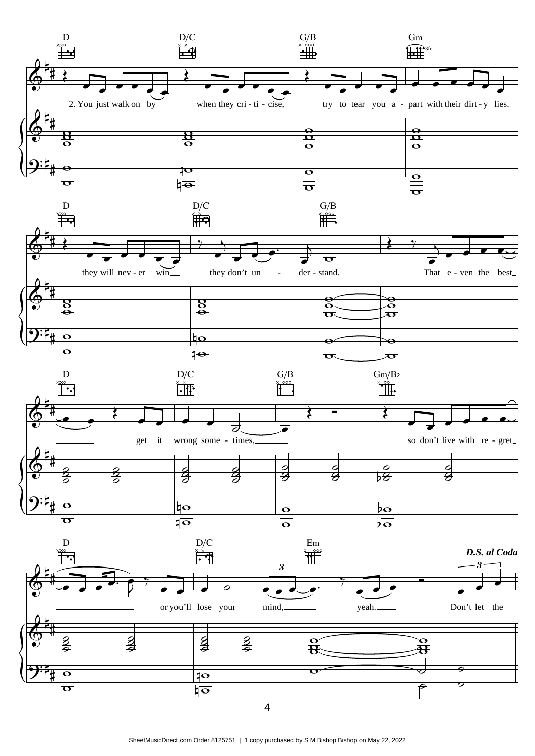D D/C G/B Gm

2. You just walk on by when they cri - ti - cise, try to tear you a - part with their dirt - y lies.

D D/C G/B

they will nev - er win they don't un - der - stand. That e - ven the best

D D/C G/B Gm/B♭

get it wrong some - times, so don't live with re - gret

D D/C Em *D.S. al Coda*

or you'll lose your mind, yeah. Don't let the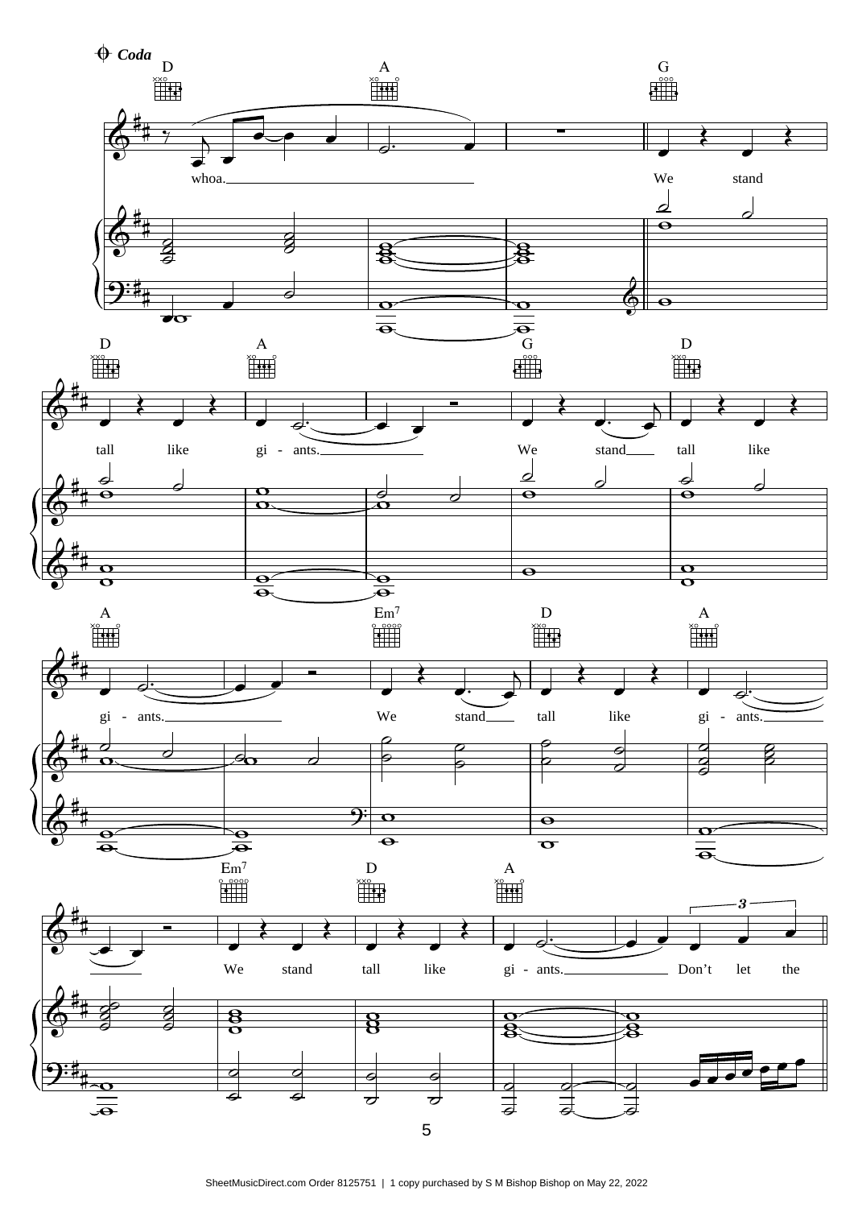**Coda**

D A G

whoa.

We stand

D A G D

tall like gi - ants.

We stand tall like

A Em7 D A

gi - ants.

We stand tall like gi - ants.

Em7 D A

We stand tall like gi - ants.

Don't let the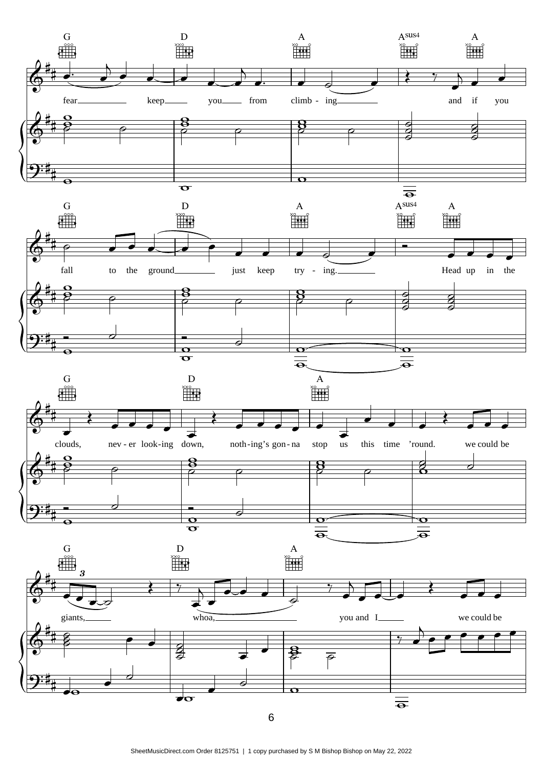G D A Asus4 A

fear keep you from climb - ing and if you

G D A Asus4 A

fall to the ground just keep try - ing. Head up in the

G D A

clouds, nev - er look-ing down, noth-ing's gon - na stop us this time 'round. we could be

G D A

giants, whoa, you and I we could be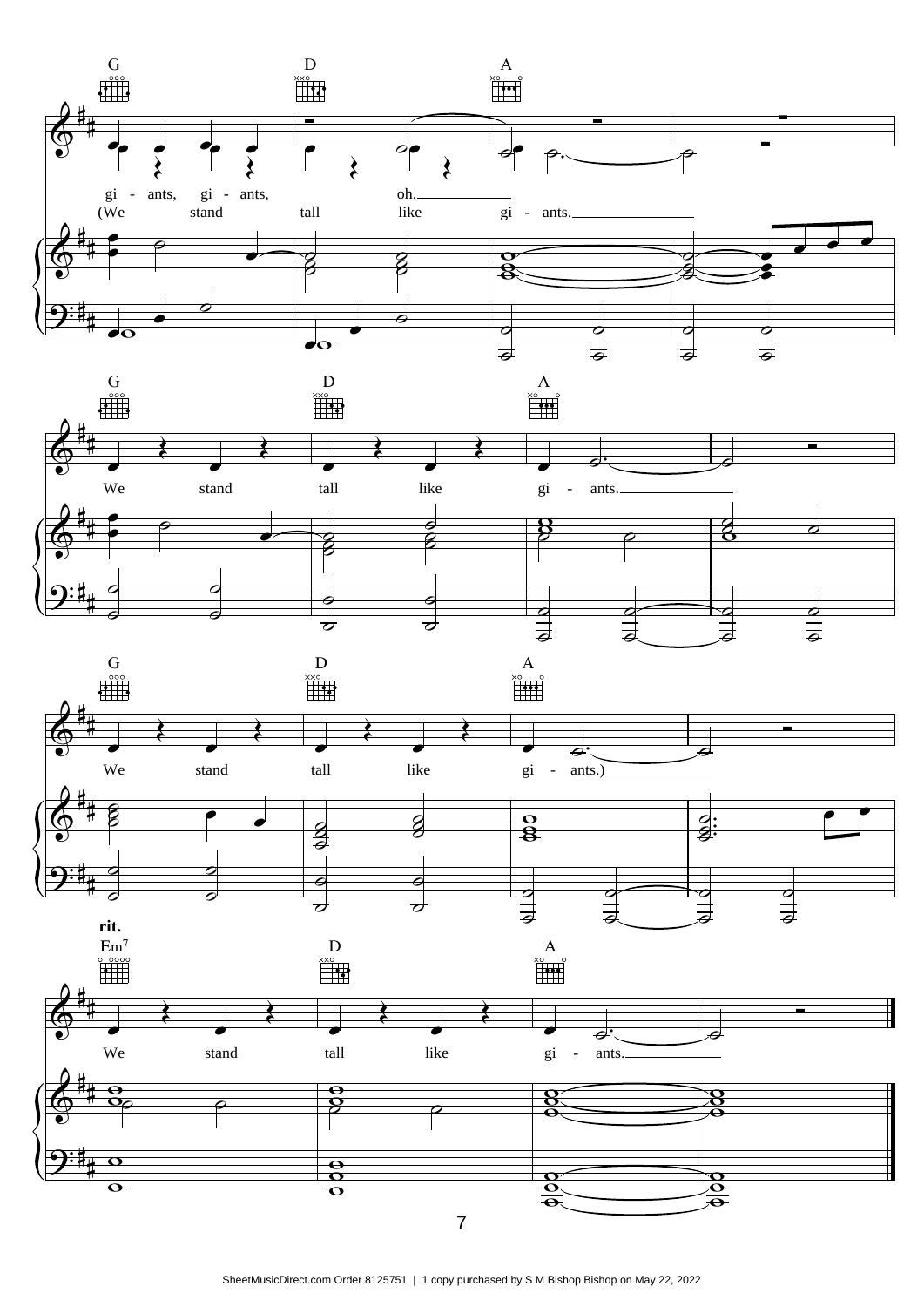G D A

gi - ants, gi - ants, oh.

(We stand tall like gi - ants.

G D A

We stand tall like gi - ants.

G D A

We stand tall like gi - ants.)

**rit.**

Em7 D A

We stand tall like gi - ants.